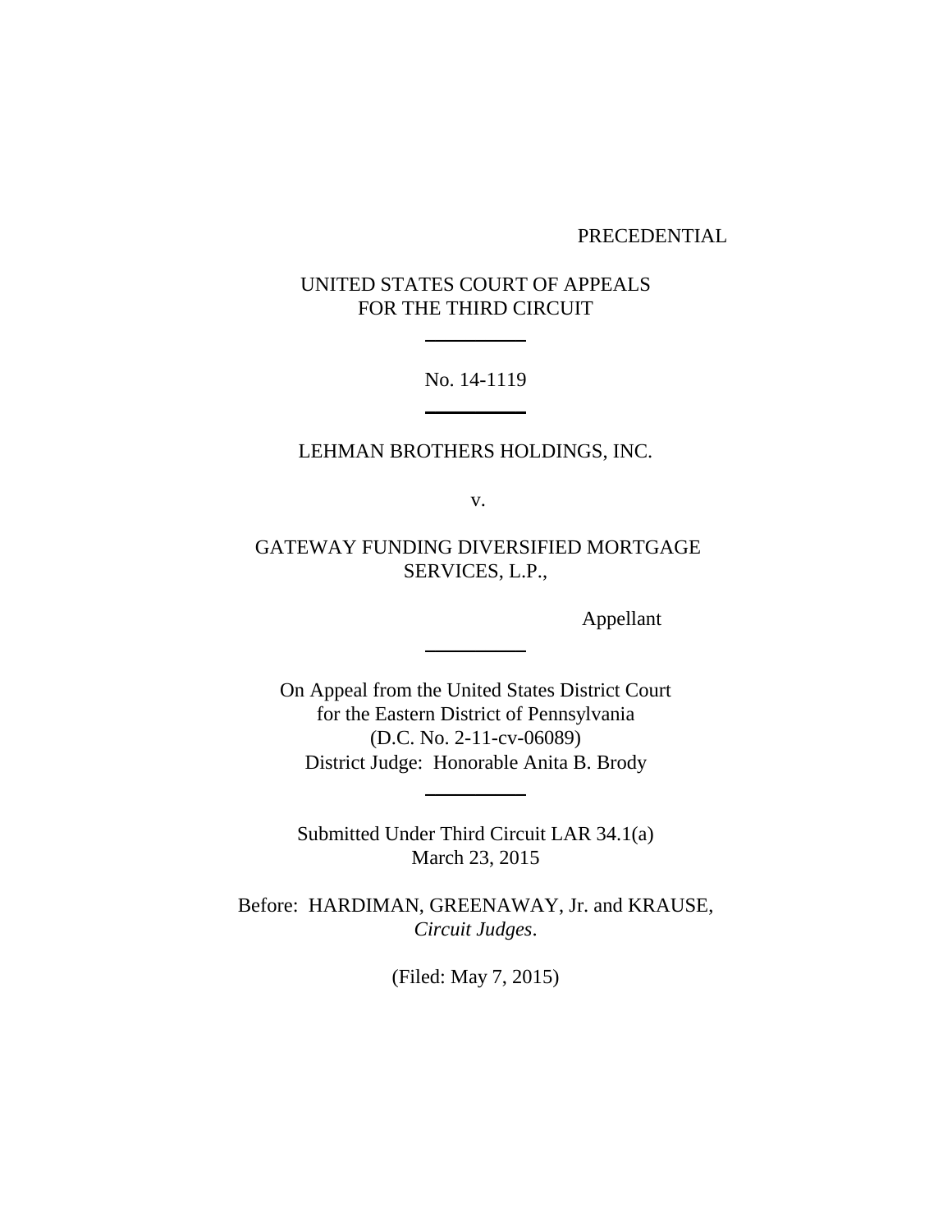PRECEDENTIAL

UNITED STATES COURT OF APPEALS
FOR THE THIRD CIRCUIT

---

No. 14-1119

---

LEHMAN BROTHERS HOLDINGS, INC.

v.

GATEWAY FUNDING DIVERSIFIED MORTGAGE SERVICES, L.P.,

Appellant

---

On Appeal from the United States District Court
for the Eastern District of Pennsylvania
(D.C. No. 2-11-cv-06089)
District Judge: Honorable Anita B. Brody

---

Submitted Under Third Circuit LAR 34.1(a)
March 23, 2015

Before: HARDIMAN, GREENAWAY, Jr. and KRAUSE, *Circuit Judges*.

(Filed: May 7, 2015)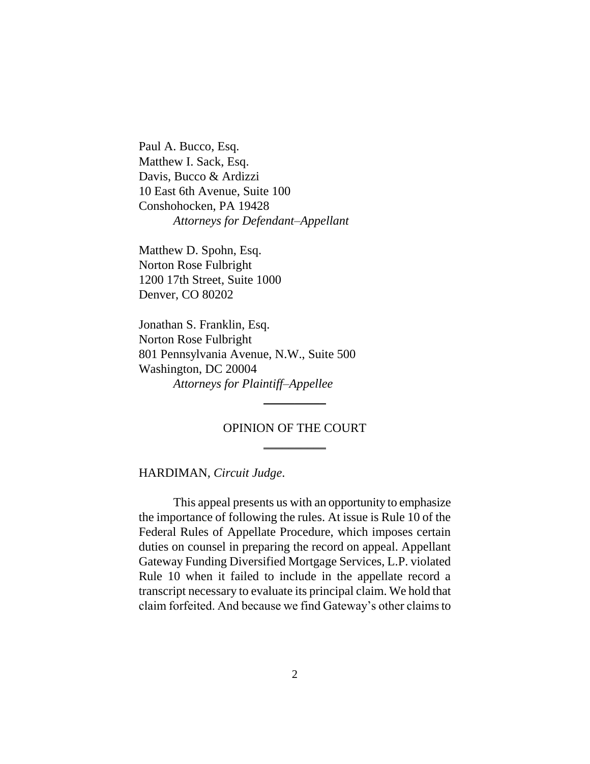Paul A. Bucco, Esq.
Matthew I. Sack, Esq.
Davis, Bucco & Ardizzi
10 East 6th Avenue, Suite 100
Conshohocken, PA 19428
*Attorneys for Defendant–Appellant*

Matthew D. Spohn, Esq.
Norton Rose Fulbright
1200 17th Street, Suite 1000
Denver, CO 80202

Jonathan S. Franklin, Esq.
Norton Rose Fulbright
801 Pennsylvania Avenue, N.W., Suite 500
Washington, DC 20004
*Attorneys for Plaintiff–Appellee*

---

OPINION OF THE COURT

---

HARDIMAN, *Circuit Judge*.

This appeal presents us with an opportunity to emphasize the importance of following the rules. At issue is Rule 10 of the Federal Rules of Appellate Procedure, which imposes certain duties on counsel in preparing the record on appeal. Appellant Gateway Funding Diversified Mortgage Services, L.P. violated Rule 10 when it failed to include in the appellate record a transcript necessary to evaluate its principal claim. We hold that claim forfeited. And because we find Gateway's other claims to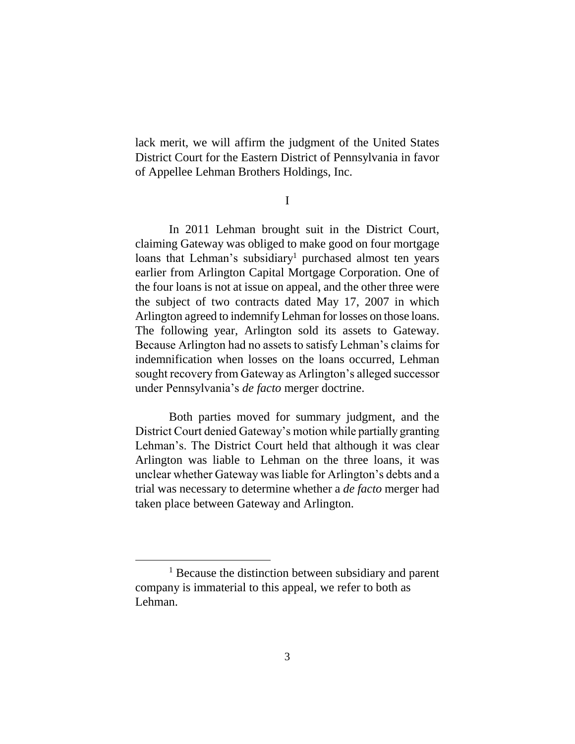lack merit, we will affirm the judgment of the United States District Court for the Eastern District of Pennsylvania in favor of Appellee Lehman Brothers Holdings, Inc.

I

In 2011 Lehman brought suit in the District Court, claiming Gateway was obliged to make good on four mortgage loans that Lehman's subsidiary[1] purchased almost ten years earlier from Arlington Capital Mortgage Corporation. One of the four loans is not at issue on appeal, and the other three were the subject of two contracts dated May 17, 2007 in which Arlington agreed to indemnify Lehman for losses on those loans. The following year, Arlington sold its assets to Gateway. Because Arlington had no assets to satisfy Lehman's claims for indemnification when losses on the loans occurred, Lehman sought recovery from Gateway as Arlington's alleged successor under Pennsylvania's *de facto* merger doctrine.

Both parties moved for summary judgment, and the District Court denied Gateway's motion while partially granting Lehman's. The District Court held that although it was clear Arlington was liable to Lehman on the three loans, it was unclear whether Gateway was liable for Arlington's debts and a trial was necessary to determine whether a *de facto* merger had taken place between Gateway and Arlington.

[1] Because the distinction between subsidiary and parent company is immaterial to this appeal, we refer to both as Lehman.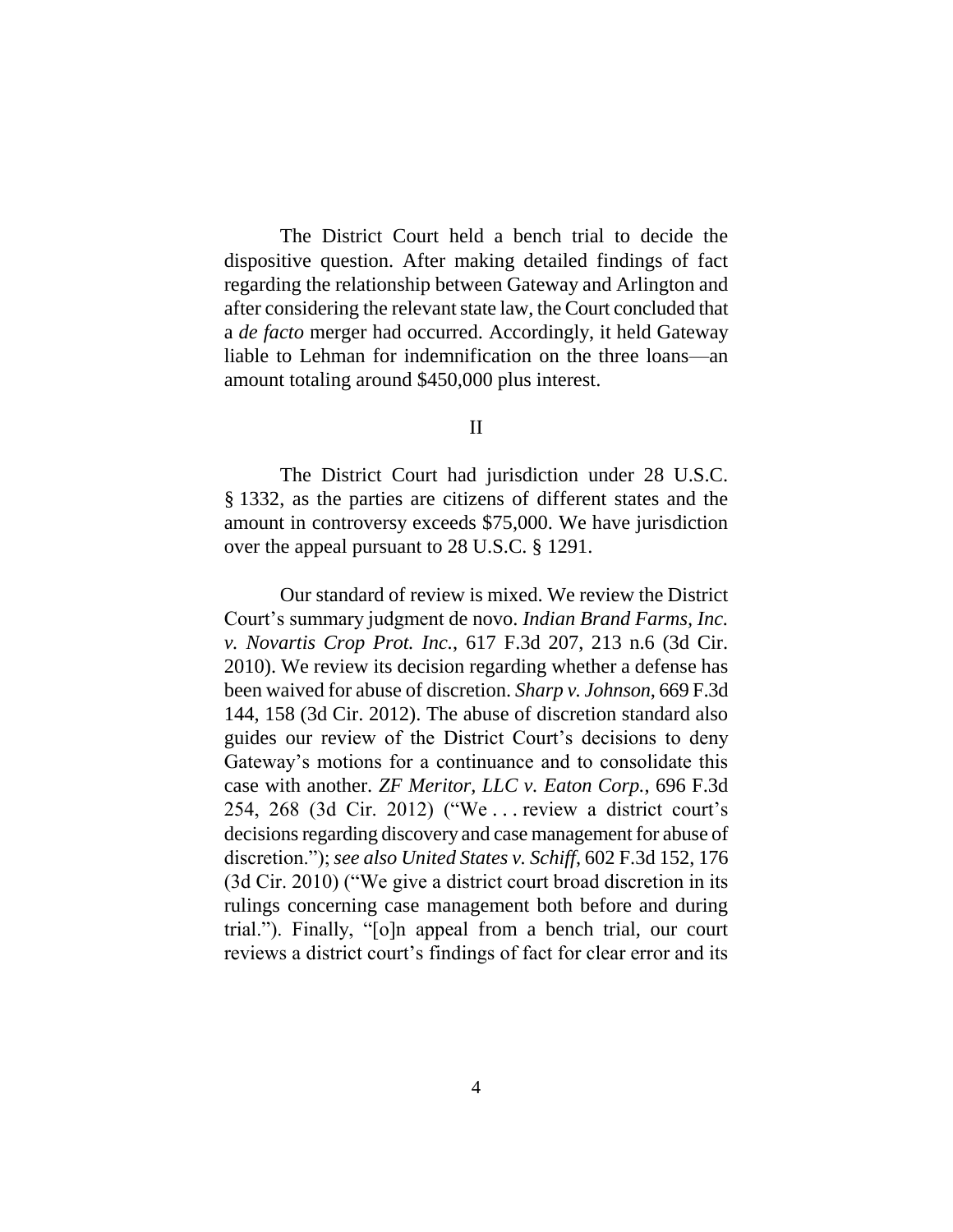The District Court held a bench trial to decide the dispositive question. After making detailed findings of fact regarding the relationship between Gateway and Arlington and after considering the relevant state law, the Court concluded that a *de facto* merger had occurred. Accordingly, it held Gateway liable to Lehman for indemnification on the three loans—an amount totaling around $450,000 plus interest.

## II

The District Court had jurisdiction under 28 U.S.C. § 1332, as the parties are citizens of different states and the amount in controversy exceeds $75,000. We have jurisdiction over the appeal pursuant to 28 U.S.C. § 1291.

Our standard of review is mixed. We review the District Court's summary judgment de novo. *Indian Brand Farms, Inc. v. Novartis Crop Prot. Inc.*, 617 F.3d 207, 213 n.6 (3d Cir. 2010). We review its decision regarding whether a defense has been waived for abuse of discretion. *Sharp v. Johnson*, 669 F.3d 144, 158 (3d Cir. 2012). The abuse of discretion standard also guides our review of the District Court's decisions to deny Gateway's motions for a continuance and to consolidate this case with another. *ZF Meritor, LLC v. Eaton Corp.*, 696 F.3d 254, 268 (3d Cir. 2012) ("We . . . review a district court's decisions regarding discovery and case management for abuse of discretion."); *see also United States v. Schiff*, 602 F.3d 152, 176 (3d Cir. 2010) ("We give a district court broad discretion in its rulings concerning case management both before and during trial."). Finally, "[o]n appeal from a bench trial, our court reviews a district court's findings of fact for clear error and its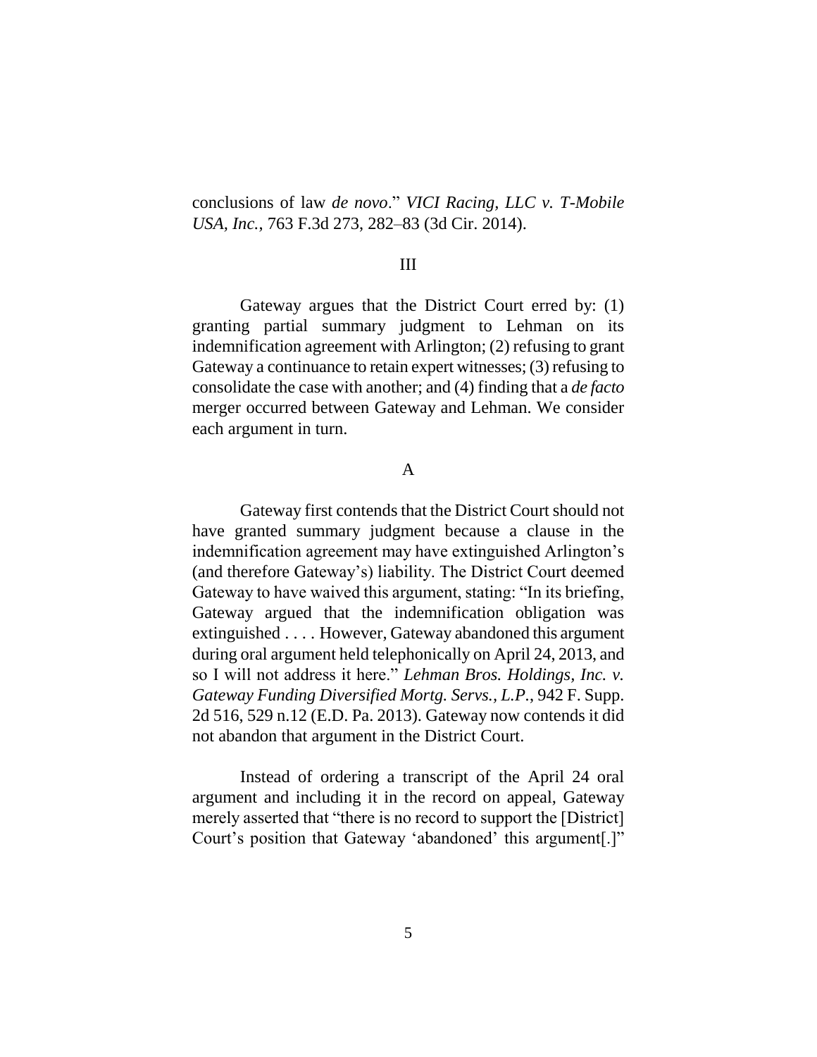conclusions of law *de novo*." *VICI Racing, LLC v. T-Mobile USA, Inc.*, 763 F.3d 273, 282–83 (3d Cir. 2014).

## III

Gateway argues that the District Court erred by: (1) granting partial summary judgment to Lehman on its indemnification agreement with Arlington; (2) refusing to grant Gateway a continuance to retain expert witnesses; (3) refusing to consolidate the case with another; and (4) finding that a *de facto* merger occurred between Gateway and Lehman. We consider each argument in turn.

### A

Gateway first contends that the District Court should not have granted summary judgment because a clause in the indemnification agreement may have extinguished Arlington's (and therefore Gateway's) liability. The District Court deemed Gateway to have waived this argument, stating: "In its briefing, Gateway argued that the indemnification obligation was extinguished . . . . However, Gateway abandoned this argument during oral argument held telephonically on April 24, 2013, and so I will not address it here." *Lehman Bros. Holdings, Inc. v. Gateway Funding Diversified Mortg. Servs., L.P.*, 942 F. Supp. 2d 516, 529 n.12 (E.D. Pa. 2013). Gateway now contends it did not abandon that argument in the District Court.

Instead of ordering a transcript of the April 24 oral argument and including it in the record on appeal, Gateway merely asserted that "there is no record to support the [District] Court's position that Gateway 'abandoned' this argument[.]"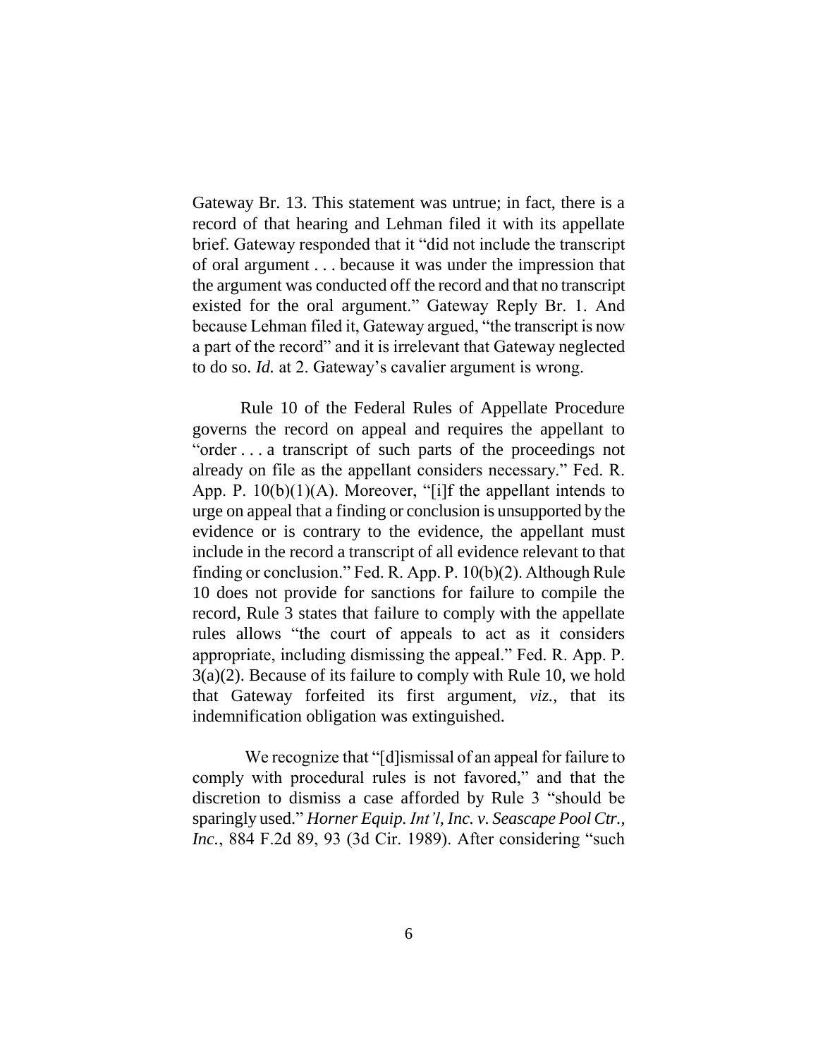Gateway Br. 13. This statement was untrue; in fact, there is a record of that hearing and Lehman filed it with its appellate brief. Gateway responded that it "did not include the transcript of oral argument . . . because it was under the impression that the argument was conducted off the record and that no transcript existed for the oral argument." Gateway Reply Br. 1. And because Lehman filed it, Gateway argued, "the transcript is now a part of the record" and it is irrelevant that Gateway neglected to do so. *Id.* at 2. Gateway's cavalier argument is wrong.

Rule 10 of the Federal Rules of Appellate Procedure governs the record on appeal and requires the appellant to "order . . . a transcript of such parts of the proceedings not already on file as the appellant considers necessary." Fed. R. App. P. 10(b)(1)(A). Moreover, "[i]f the appellant intends to urge on appeal that a finding or conclusion is unsupported by the evidence or is contrary to the evidence, the appellant must include in the record a transcript of all evidence relevant to that finding or conclusion." Fed. R. App. P. 10(b)(2). Although Rule 10 does not provide for sanctions for failure to compile the record, Rule 3 states that failure to comply with the appellate rules allows "the court of appeals to act as it considers appropriate, including dismissing the appeal." Fed. R. App. P. 3(a)(2). Because of its failure to comply with Rule 10, we hold that Gateway forfeited its first argument, *viz.*, that its indemnification obligation was extinguished.

We recognize that "[d]ismissal of an appeal for failure to comply with procedural rules is not favored," and that the discretion to dismiss a case afforded by Rule 3 "should be sparingly used." *Horner Equip. Int'l, Inc. v. Seascape Pool Ctr., Inc.*, 884 F.2d 89, 93 (3d Cir. 1989). After considering "such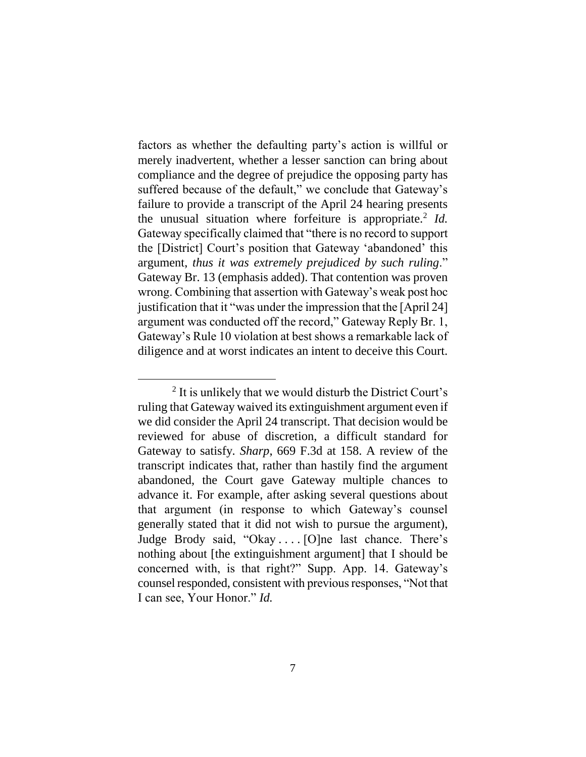factors as whether the defaulting party's action is willful or merely inadvertent, whether a lesser sanction can bring about compliance and the degree of prejudice the opposing party has suffered because of the default," we conclude that Gateway's failure to provide a transcript of the April 24 hearing presents the unusual situation where forfeiture is appropriate.[2] *Id.* Gateway specifically claimed that "there is no record to support the [District] Court's position that Gateway 'abandoned' this argument, *thus it was extremely prejudiced by such ruling*." Gateway Br. 13 (emphasis added). That contention was proven wrong. Combining that assertion with Gateway's weak post hoc justification that it "was under the impression that the [April 24] argument was conducted off the record," Gateway Reply Br. 1, Gateway's Rule 10 violation at best shows a remarkable lack of diligence and at worst indicates an intent to deceive this Court.

---

[2] It is unlikely that we would disturb the District Court's ruling that Gateway waived its extinguishment argument even if we did consider the April 24 transcript. That decision would be reviewed for abuse of discretion, a difficult standard for Gateway to satisfy. *Sharp*, 669 F.3d at 158. A review of the transcript indicates that, rather than hastily find the argument abandoned, the Court gave Gateway multiple chances to advance it. For example, after asking several questions about that argument (in response to which Gateway's counsel generally stated that it did not wish to pursue the argument), Judge Brody said, "Okay . . . . [O]ne last chance. There's nothing about [the extinguishment argument] that I should be concerned with, is that right?" Supp. App. 14. Gateway's counsel responded, consistent with previous responses, "Not that I can see, Your Honor." *Id.*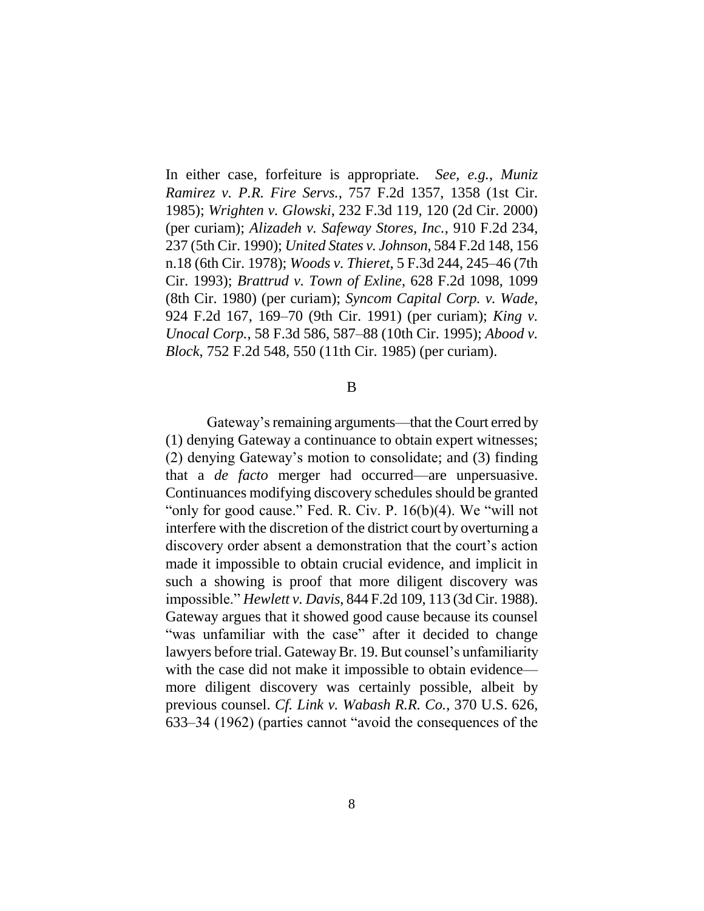In either case, forfeiture is appropriate. *See, e.g.*, *Muniz Ramirez v. P.R. Fire Servs.*, 757 F.2d 1357, 1358 (1st Cir. 1985); *Wrighten v. Glowski*, 232 F.3d 119, 120 (2d Cir. 2000) (per curiam); *Alizadeh v. Safeway Stores, Inc.*, 910 F.2d 234, 237 (5th Cir. 1990); *United States v. Johnson*, 584 F.2d 148, 156 n.18 (6th Cir. 1978); *Woods v. Thieret*, 5 F.3d 244, 245–46 (7th Cir. 1993); *Brattrud v. Town of Exline*, 628 F.2d 1098, 1099 (8th Cir. 1980) (per curiam); *Syncom Capital Corp. v. Wade*, 924 F.2d 167, 169–70 (9th Cir. 1991) (per curiam); *King v. Unocal Corp.*, 58 F.3d 586, 587–88 (10th Cir. 1995); *Abood v. Block*, 752 F.2d 548, 550 (11th Cir. 1985) (per curiam).

### B

Gateway's remaining arguments—that the Court erred by (1) denying Gateway a continuance to obtain expert witnesses; (2) denying Gateway's motion to consolidate; and (3) finding that a *de facto* merger had occurred—are unpersuasive. Continuances modifying discovery schedules should be granted "only for good cause." Fed. R. Civ. P. 16(b)(4). We "will not interfere with the discretion of the district court by overturning a discovery order absent a demonstration that the court's action made it impossible to obtain crucial evidence, and implicit in such a showing is proof that more diligent discovery was impossible." *Hewlett v. Davis*, 844 F.2d 109, 113 (3d Cir. 1988). Gateway argues that it showed good cause because its counsel "was unfamiliar with the case" after it decided to change lawyers before trial. Gateway Br. 19. But counsel's unfamiliarity with the case did not make it impossible to obtain evidence—more diligent discovery was certainly possible, albeit by previous counsel. *Cf. Link v. Wabash R.R. Co.*, 370 U.S. 626, 633–34 (1962) (parties cannot "avoid the consequences of the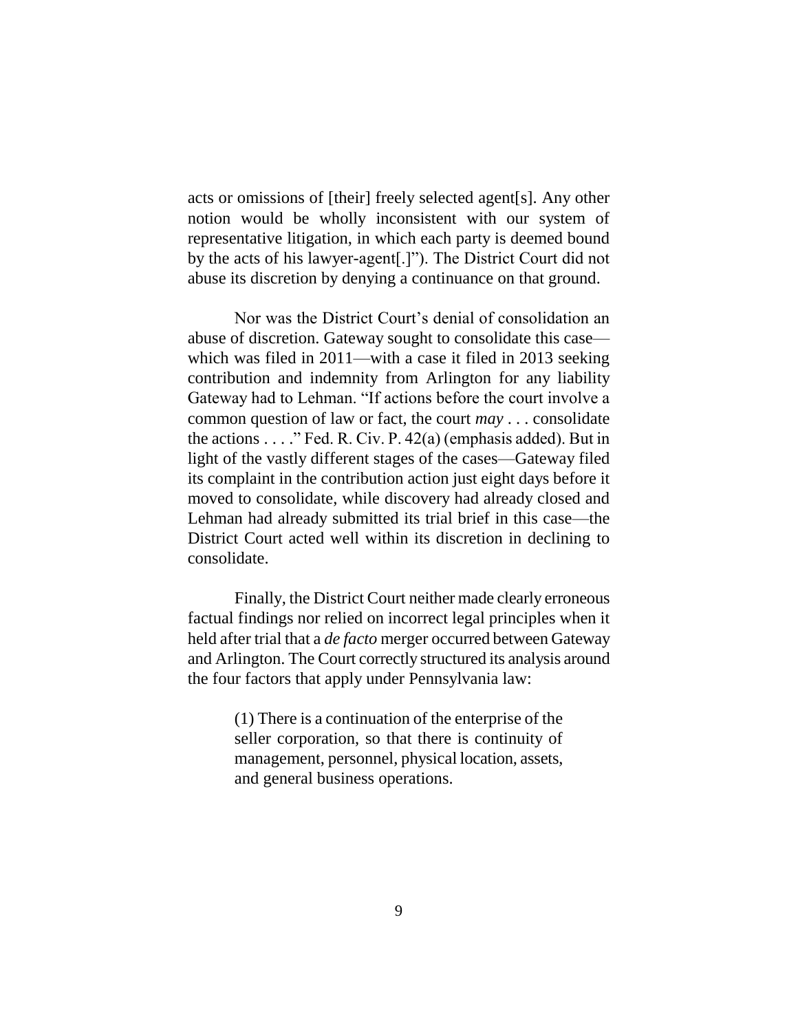acts or omissions of [their] freely selected agent[s]. Any other notion would be wholly inconsistent with our system of representative litigation, in which each party is deemed bound by the acts of his lawyer-agent[.]"). The District Court did not abuse its discretion by denying a continuance on that ground.

Nor was the District Court's denial of consolidation an abuse of discretion. Gateway sought to consolidate this case—which was filed in 2011—with a case it filed in 2013 seeking contribution and indemnity from Arlington for any liability Gateway had to Lehman. "If actions before the court involve a common question of law or fact, the court *may* . . . consolidate the actions . . . ." Fed. R. Civ. P. 42(a) (emphasis added). But in light of the vastly different stages of the cases—Gateway filed its complaint in the contribution action just eight days before it moved to consolidate, while discovery had already closed and Lehman had already submitted its trial brief in this case—the District Court acted well within its discretion in declining to consolidate.

Finally, the District Court neither made clearly erroneous factual findings nor relied on incorrect legal principles when it held after trial that a *de facto* merger occurred between Gateway and Arlington. The Court correctly structured its analysis around the four factors that apply under Pennsylvania law:

> (1) There is a continuation of the enterprise of the seller corporation, so that there is continuity of management, personnel, physical location, assets, and general business operations.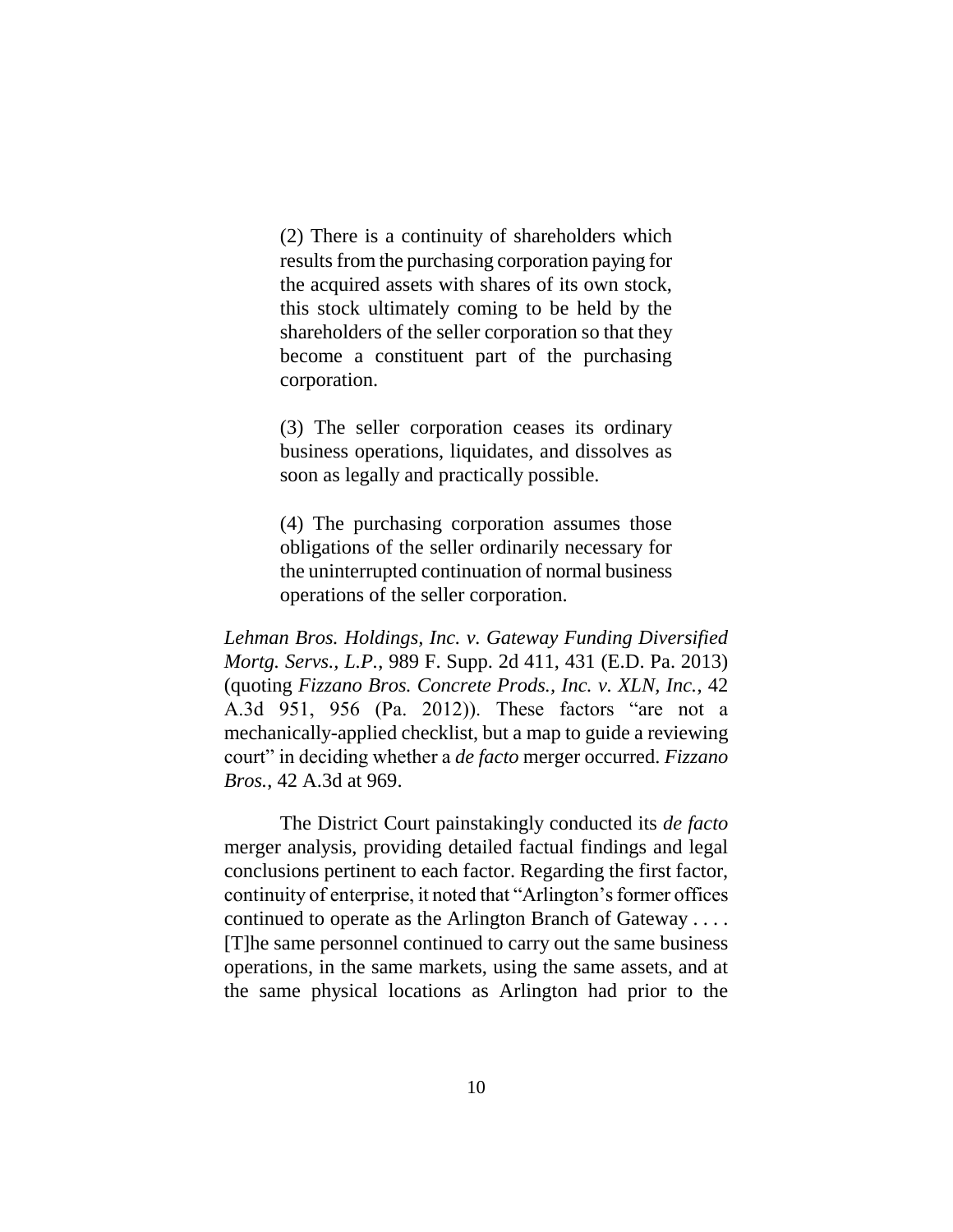> (2) There is a continuity of shareholders which results from the purchasing corporation paying for the acquired assets with shares of its own stock, this stock ultimately coming to be held by the shareholders of the seller corporation so that they become a constituent part of the purchasing corporation.
>
> (3) The seller corporation ceases its ordinary business operations, liquidates, and dissolves as soon as legally and practically possible.
>
> (4) The purchasing corporation assumes those obligations of the seller ordinarily necessary for the uninterrupted continuation of normal business operations of the seller corporation.

*Lehman Bros. Holdings, Inc. v. Gateway Funding Diversified Mortg. Servs., L.P.*, 989 F. Supp. 2d 411, 431 (E.D. Pa. 2013) (quoting *Fizzano Bros. Concrete Prods., Inc. v. XLN, Inc.*, 42 A.3d 951, 956 (Pa. 2012)). These factors "are not a mechanically-applied checklist, but a map to guide a reviewing court" in deciding whether a *de facto* merger occurred. *Fizzano Bros.*, 42 A.3d at 969.

The District Court painstakingly conducted its *de facto* merger analysis, providing detailed factual findings and legal conclusions pertinent to each factor. Regarding the first factor, continuity of enterprise, it noted that "Arlington's former offices continued to operate as the Arlington Branch of Gateway . . . . [T]he same personnel continued to carry out the same business operations, in the same markets, using the same assets, and at the same physical locations as Arlington had prior to the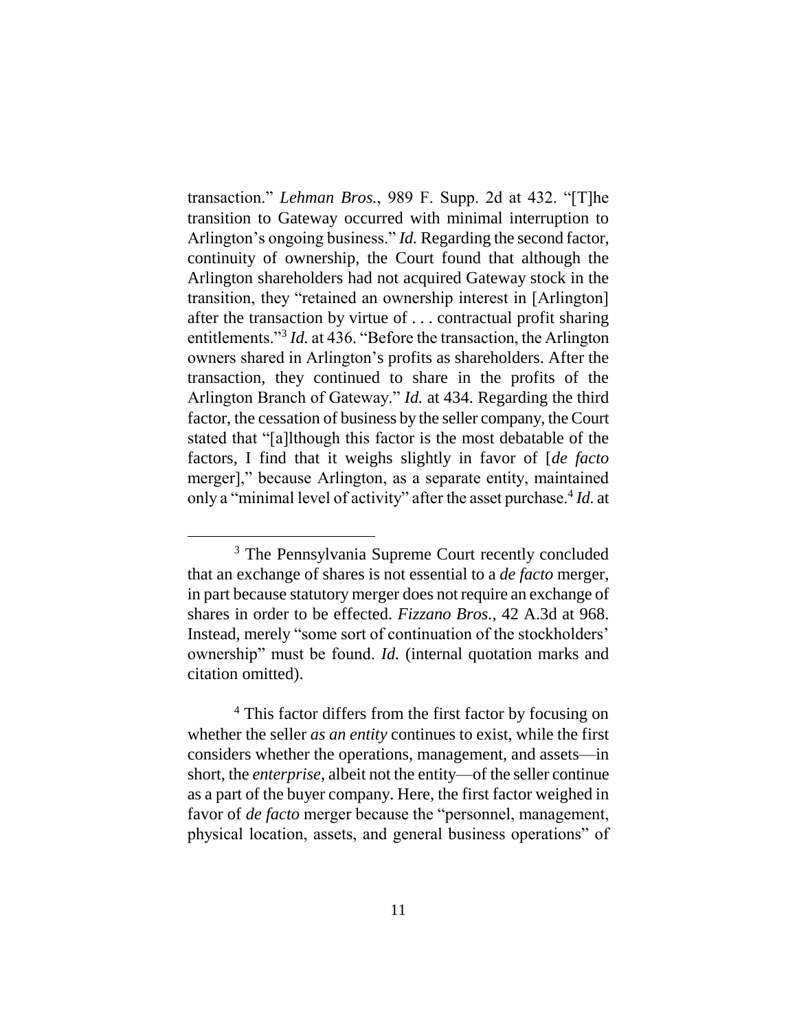transaction." *Lehman Bros.*, 989 F. Supp. 2d at 432. "[T]he transition to Gateway occurred with minimal interruption to Arlington's ongoing business." *Id.* Regarding the second factor, continuity of ownership, the Court found that although the Arlington shareholders had not acquired Gateway stock in the transition, they "retained an ownership interest in [Arlington] after the transaction by virtue of . . . contractual profit sharing entitlements."[3] *Id.* at 436. "Before the transaction, the Arlington owners shared in Arlington's profits as shareholders. After the transaction, they continued to share in the profits of the Arlington Branch of Gateway." *Id.* at 434. Regarding the third factor, the cessation of business by the seller company, the Court stated that "[a]lthough this factor is the most debatable of the factors, I find that it weighs slightly in favor of [*de facto* merger]," because Arlington, as a separate entity, maintained only a "minimal level of activity" after the asset purchase.[4] *Id.* at

---

[3] The Pennsylvania Supreme Court recently concluded that an exchange of shares is not essential to a *de facto* merger, in part because statutory merger does not require an exchange of shares in order to be effected. *Fizzano Bros.*, 42 A.3d at 968. Instead, merely "some sort of continuation of the stockholders' ownership" must be found. *Id.* (internal quotation marks and citation omitted).

[4] This factor differs from the first factor by focusing on whether the seller *as an entity* continues to exist, while the first considers whether the operations, management, and assets—in short, the *enterprise*, albeit not the entity—of the seller continue as a part of the buyer company. Here, the first factor weighed in favor of *de facto* merger because the "personnel, management, physical location, assets, and general business operations" of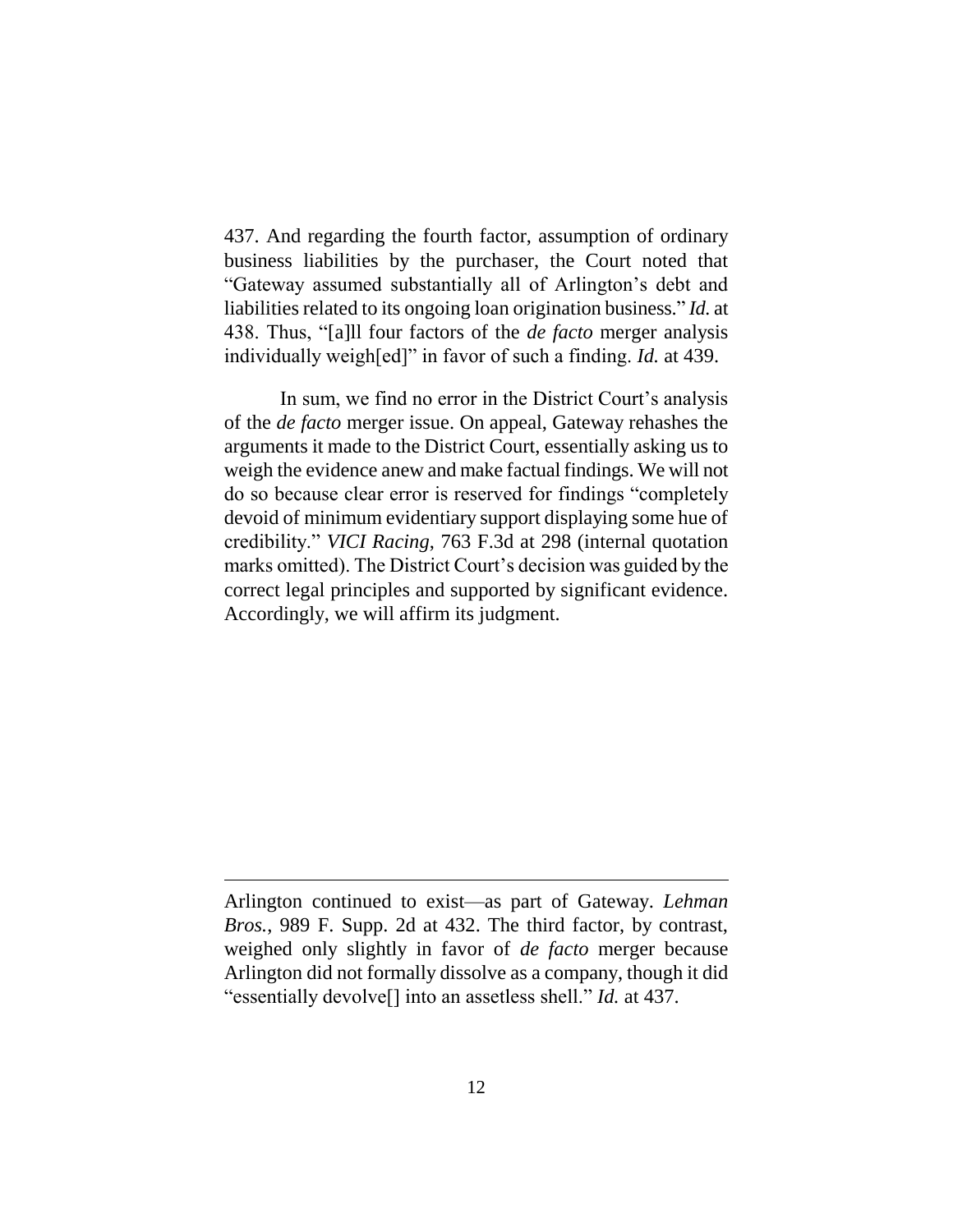437. And regarding the fourth factor, assumption of ordinary business liabilities by the purchaser, the Court noted that "Gateway assumed substantially all of Arlington's debt and liabilities related to its ongoing loan origination business." *Id.* at 438. Thus, "[a]ll four factors of the *de facto* merger analysis individually weigh[ed]" in favor of such a finding. *Id.* at 439.

In sum, we find no error in the District Court's analysis of the *de facto* merger issue. On appeal, Gateway rehashes the arguments it made to the District Court, essentially asking us to weigh the evidence anew and make factual findings. We will not do so because clear error is reserved for findings "completely devoid of minimum evidentiary support displaying some hue of credibility." *VICI Racing*, 763 F.3d at 298 (internal quotation marks omitted). The District Court's decision was guided by the correct legal principles and supported by significant evidence. Accordingly, we will affirm its judgment.

---

Arlington continued to exist—as part of Gateway. *Lehman Bros.*, 989 F. Supp. 2d at 432. The third factor, by contrast, weighed only slightly in favor of *de facto* merger because Arlington did not formally dissolve as a company, though it did "essentially devolve[] into an assetless shell." *Id.* at 437.